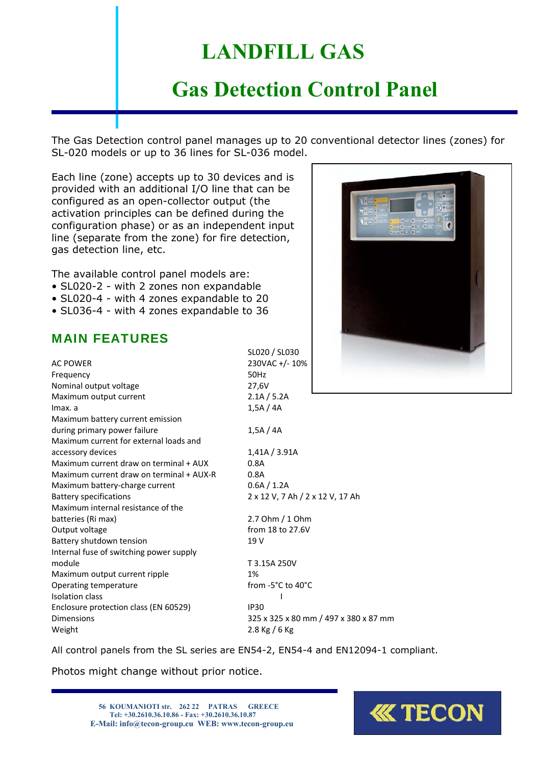# LANDFILL GAS

## Gas Detection Control Panel

The Gas Detection control panel manages up to 20 conventional detector lines (zones) for SL-020 models or up to 36 lines for SL-036 model.

Each line (zone) accepts up to 30 devices and is provided with an additional I/O line that can be configured as an open-collector output (the activation principles can be defined during the configuration phase) or as an independent input line (separate from the zone) for fire detection, gas detection line, etc.

The available control panel models are:

- SL020-2 - with 2 zones non expandable
- SL020-4 - with 4 zones expandable to 20
- SL036-4 - with 4 zones expandable to 36

## MAIN FEATURES

| | SL020 / SL030 |
|---|---|
| AC POWER | 230VAC +/- 10% |
| Frequency | 50Hz |
| Nominal output voltage | 27,6V |
| Maximum output current | 2.1A / 5.2A |
| Imax. a | 1,5A / 4A |
| Maximum battery current emission during primary power failure | 1,5A / 4A |
| Maximum current for external loads and accessory devices | 1,41A / 3.91A |
| Maximum current draw on terminal + AUX | 0.8A |
| Maximum current draw on terminal + AUX-R | 0.8A |
| Maximum battery-charge current | 0.6A / 1.2A |
| Battery specifications | 2 x 12 V, 7 Ah / 2 x 12 V, 17 Ah |
| Maximum internal resistance of the batteries (Ri max) | 2.7 Ohm / 1 Ohm |
| Output voltage | from 18 to 27.6V |
| Battery shutdown tension | 19 V |
| Internal fuse of switching power supply module | T 3.15A 250V |
| Maximum output current ripple | 1% |
| Operating temperature | from -5°C to 40°C |
| Isolation class | I |
| Enclosure protection class (EN 60529) | IP30 |
| Dimensions | 325 x 325 x 80 mm / 497 x 380 x 87 mm |
| Weight | 2.8 Kg / 6 Kg |

All control panels from the SL series are EN54-2, EN54-4 and EN12094-1 compliant.

Photos might change without prior notice.

56 KOUMANIOTI str. 262 22 PATRAS GREECE
Tel: +30.2610.36.10.86 - Fax: +30.2610.36.10.87
E-Mail: info@tecon-group.eu WEB: www.tecon-group.eu

TECON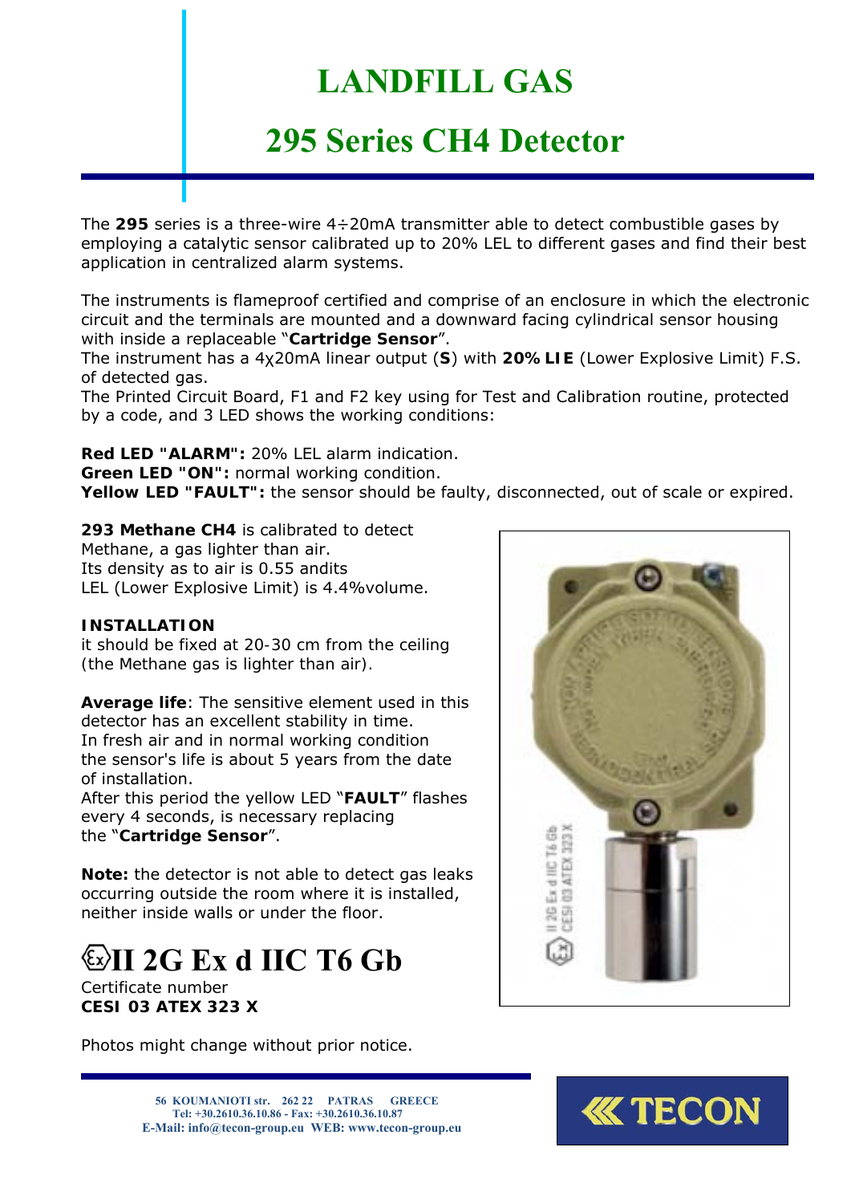# LANDFILL GAS

## 295 Series CH4 Detector

The **295** series is a three-wire 4÷20mA transmitter able to detect combustible gases by employing a catalytic sensor calibrated up to 20% LEL to different gases and find their best application in centralized alarm systems.

The instruments is flameproof certified and comprise of an enclosure in which the electronic circuit and the terminals are mounted and a downward facing cylindrical sensor housing with inside a replaceable "**Cartridge Sensor**".
The instrument has a 4χ20mA linear output (**S**) with **20% LIE** (Lower Explosive Limit) F.S. of detected gas.
The Printed Circuit Board, F1 and F2 key using for Test and Calibration routine, protected by a code, and 3 LED shows the working conditions:

**Red LED "ALARM":** 20% LEL alarm indication.
**Green LED "ON":** normal working condition.
**Yellow LED "FAULT":** the sensor should be faulty, disconnected, out of scale or expired.

**293 Methane CH4** is calibrated to detect Methane, a gas lighter than air.
Its density as to air is 0.55 andits
LEL (Lower Explosive Limit) is 4.4%volume.

**INSTALLATION**
it should be fixed at 20-30 cm from the ceiling (the Methane gas is lighter than air).

**Average life**: The sensitive element used in this detector has an excellent stability in time.
In fresh air and in normal working condition the sensor's life is about 5 years from the date of installation.
After this period the yellow LED "**FAULT**" flashes every 4 seconds, is necessary replacing the "**Cartridge Sensor**".

**Note:** the detector is not able to detect gas leaks occurring outside the room where it is installed, neither inside walls or under the floor.

# Ex II 2G Ex d IIC T6 Gb

Certificate number
**CESI 03 ATEX 323 X**

Photos might change without notice.

56 KOUMANIOTI str. 262 22 PATRAS GREECE
Tel: +30.2610.36.10.86 - Fax: +30.2610.36.10.87
E-Mail: info@tecon-group.eu WEB: www.tecon-group.eu

TECON